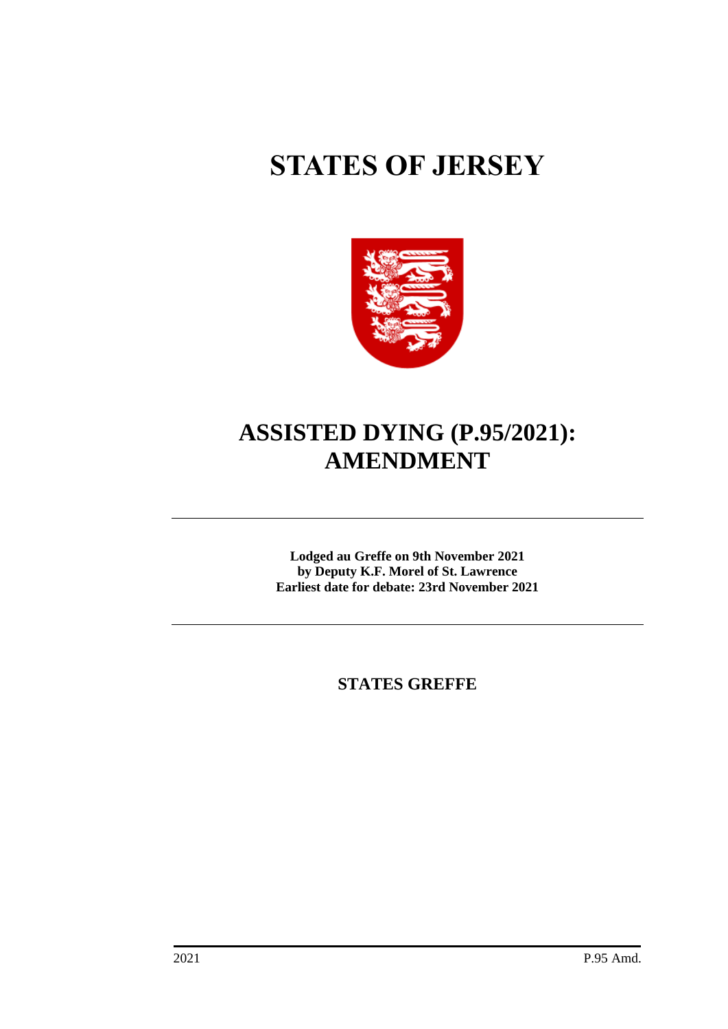# STATES OF JERSEY

## ASSISTED DYING (P.95/2021): AMENDMENT

**Lodged au Greffe on 9th November 2021**
**by Deputy K.F. Morel of St. Lawrence**
**Earliest date for debate: 23rd November 2021**

### STATES GREFFE

2021 P.95 Amd.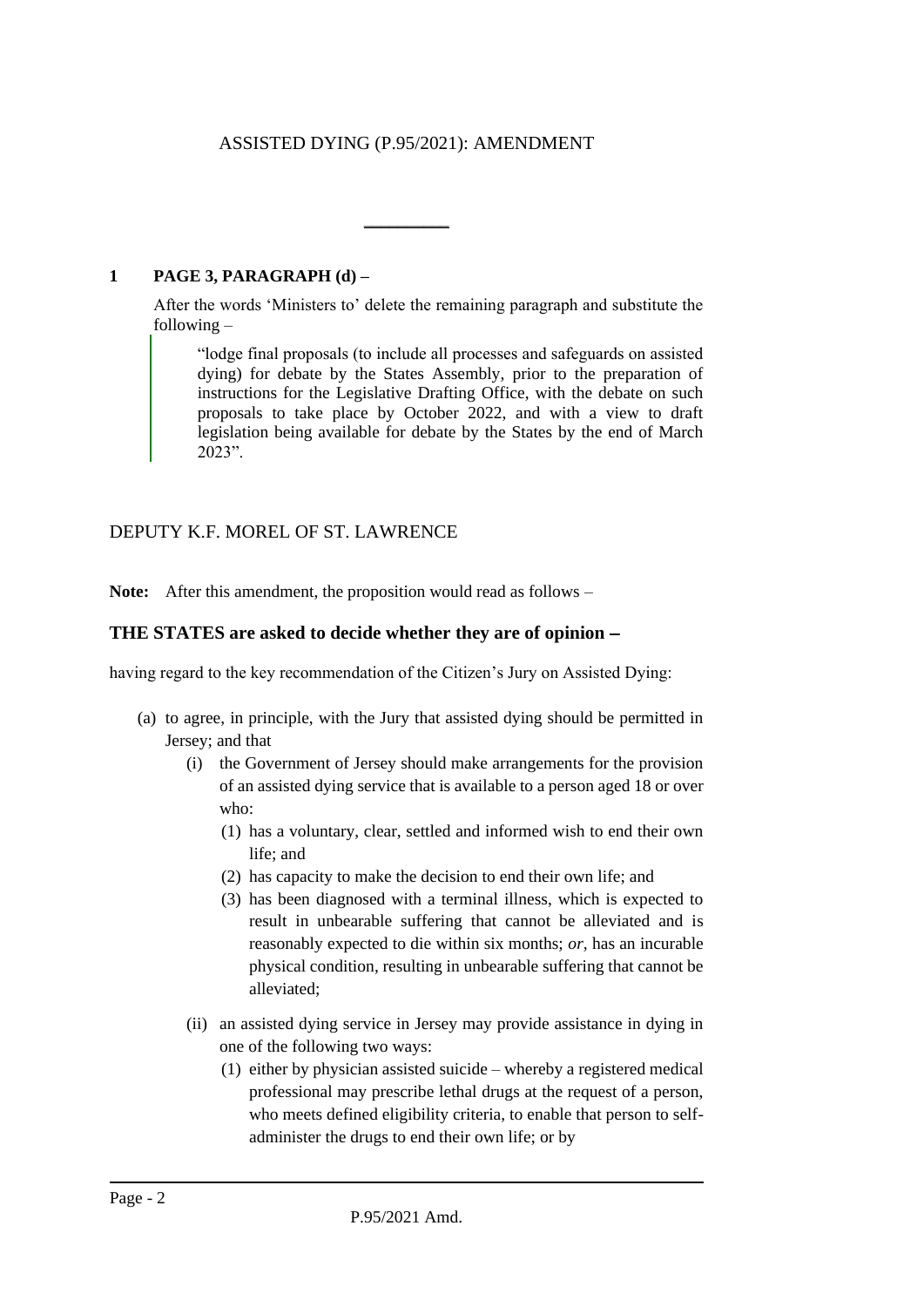ASSISTED DYING (P.95/2021): AMENDMENT

\_\_\_\_\_\_\_\_\_

## 1 PAGE 3, PARAGRAPH (d) –

After the words 'Ministers to' delete the remaining paragraph and substitute the following –

> "lodge final proposals (to include all processes and safeguards on assisted dying) for debate by the States Assembly, prior to the preparation of instructions for the Legislative Drafting Office, with the debate on such proposals to take place by October 2022, and with a view to draft legislation being available for debate by the States by the end of March 2023".

DEPUTY K.F. MOREL OF ST. LAWRENCE

**Note:** After this amendment, the proposition would read as follows –

### THE STATES are asked to decide whether they are of opinion −

having regard to the key recommendation of the Citizen's Jury on Assisted Dying:

(a) to agree, in principle, with the Jury that assisted dying should be permitted in Jersey; and that

  (i) the Government of Jersey should make arrangements for the provision of an assisted dying service that is available to a person aged 18 or over who:

    (1) has a voluntary, clear, settled and informed wish to end their own life; and

    (2) has capacity to make the decision to end their own life; and

    (3) has been diagnosed with a terminal illness, which is expected to result in unbearable suffering that cannot be alleviated and is reasonably expected to die within six months; *or*, has an incurable physical condition, resulting in unbearable suffering that cannot be alleviated;

  (ii) an assisted dying service in Jersey may provide assistance in dying in one of the following two ways:

    (1) either by physician assisted suicide – whereby a registered medical professional may prescribe lethal drugs at the request of a person, who meets defined eligibility criteria, to enable that person to self-administer the drugs to end their own life; or by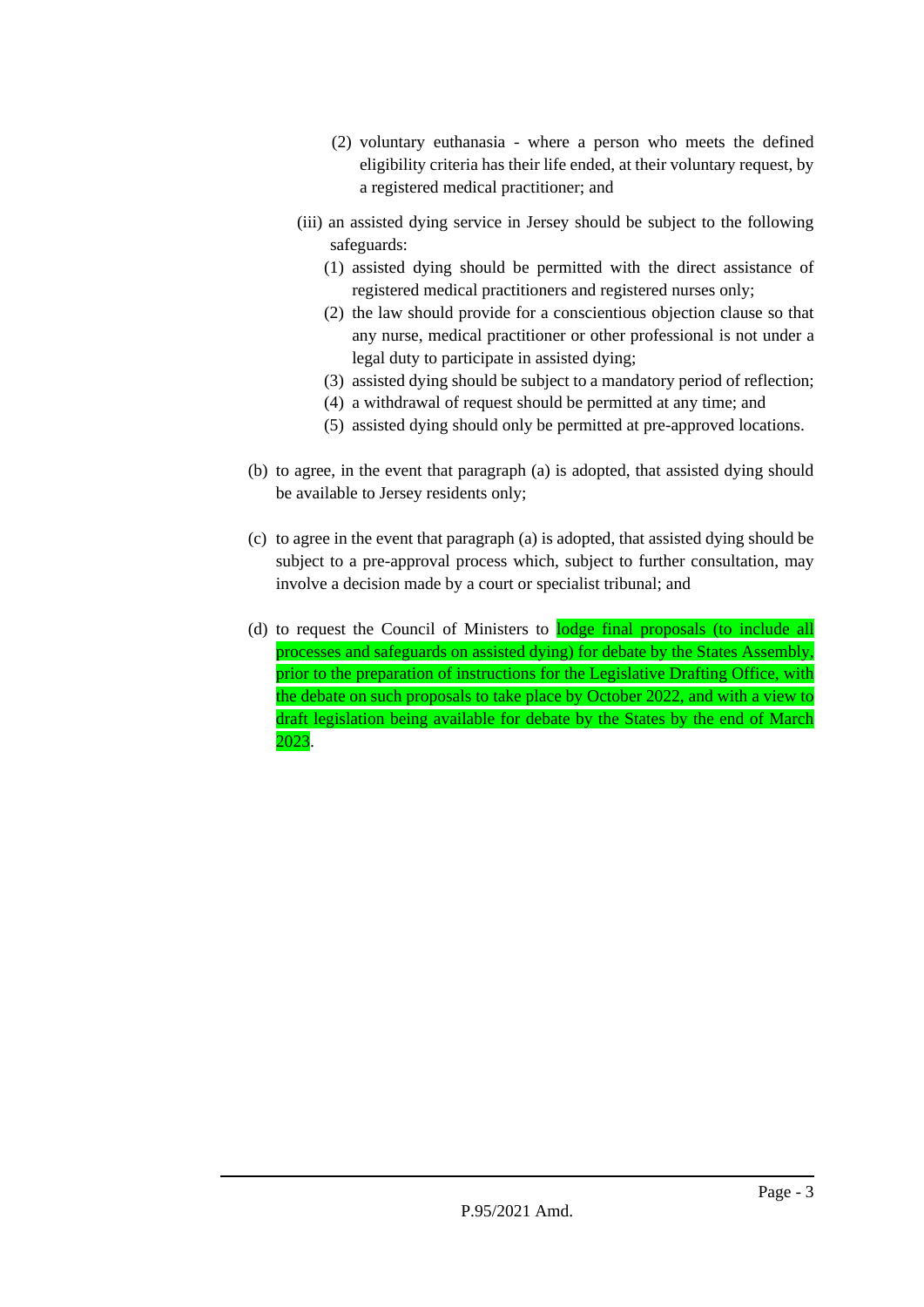(2) voluntary euthanasia - where a person who meets the defined eligibility criteria has their life ended, at their voluntary request, by a registered medical practitioner; and

(iii) an assisted dying service in Jersey should be subject to the following safeguards:

(1) assisted dying should be permitted with the direct assistance of registered medical practitioners and registered nurses only;

(2) the law should provide for a conscientious objection clause so that any nurse, medical practitioner or other professional is not under a legal duty to participate in assisted dying;

(3) assisted dying should be subject to a mandatory period of reflection;

(4) a withdrawal of request should be permitted at any time; and

(5) assisted dying should only be permitted at pre-approved locations.

(b) to agree, in the event that paragraph (a) is adopted, that assisted dying should be available to Jersey residents only;

(c) to agree in the event that paragraph (a) is adopted, that assisted dying should be subject to a pre-approval process which, subject to further consultation, may involve a decision made by a court or specialist tribunal; and

(d) to request the Council of Ministers to lodge final proposals (to include all processes and safeguards on assisted dying) for debate by the States Assembly, prior to the preparation of instructions for the Legislative Drafting Office, with the debate on such proposals to take place by October 2022, and with a view to draft legislation being available for debate by the States by the end of March 2023.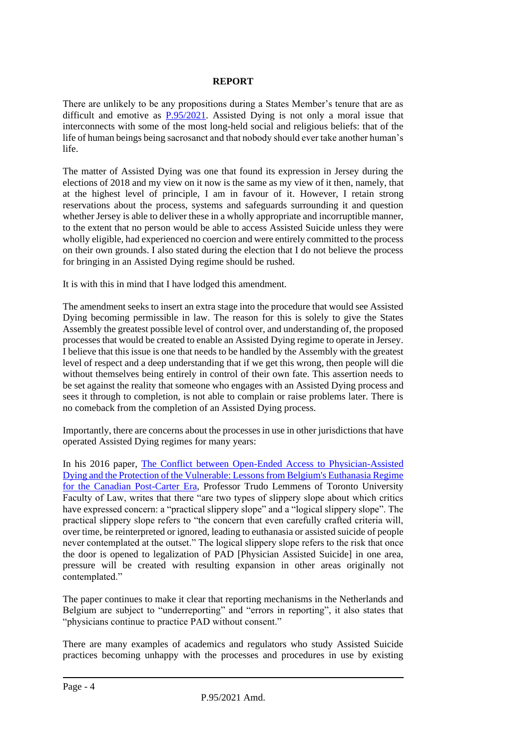**REPORT**

There are unlikely to be any propositions during a States Member's tenure that are as difficult and emotive as P.95/2021. Assisted Dying is not only a moral issue that interconnects with some of the most long-held social and religious beliefs: that of the life of human beings being sacrosanct and that nobody should ever take another human's life.

The matter of Assisted Dying was one that found its expression in Jersey during the elections of 2018 and my view on it now is the same as my view of it then, namely, that at the highest level of principle, I am in favour of it. However, I retain strong reservations about the process, systems and safeguards surrounding it and question whether Jersey is able to deliver these in a wholly appropriate and incorruptible manner, to the extent that no person would be able to access Assisted Suicide unless they were wholly eligible, had experienced no coercion and were entirely committed to the process on their own grounds. I also stated during the election that I do not believe the process for bringing in an Assisted Dying regime should be rushed.

It is with this in mind that I have lodged this amendment.

The amendment seeks to insert an extra stage into the procedure that would see Assisted Dying becoming permissible in law. The reason for this is solely to give the States Assembly the greatest possible level of control over, and understanding of, the proposed processes that would be created to enable an Assisted Dying regime to operate in Jersey. I believe that this issue is one that needs to be handled by the Assembly with the greatest level of respect and a deep understanding that if we get this wrong, then people will die without themselves being entirely in control of their own fate. This assertion needs to be set against the reality that someone who engages with an Assisted Dying process and sees it through to completion, is not able to complain or raise problems later. There is no comeback from the completion of an Assisted Dying process.

Importantly, there are concerns about the processes in use in other jurisdictions that have operated Assisted Dying regimes for many years:

In his 2016 paper, The Conflict between Open-Ended Access to Physician-Assisted Dying and the Protection of the Vulnerable: Lessons from Belgium's Euthanasia Regime for the Canadian Post-Carter Era, Professor Trudo Lemmens of Toronto University Faculty of Law, writes that there "are two types of slippery slope about which critics have expressed concern: a "practical slippery slope" and a "logical slippery slope". The practical slippery slope refers to "the concern that even carefully crafted criteria will, over time, be reinterpreted or ignored, leading to euthanasia or assisted suicide of people never contemplated at the outset." The logical slippery slope refers to the risk that once the door is opened to legalization of PAD [Physician Assisted Suicide] in one area, pressure will be created with resulting expansion in other areas originally not contemplated."

The paper continues to make it clear that reporting mechanisms in the Netherlands and Belgium are subject to "underreporting" and "errors in reporting", it also states that "physicians continue to practice PAD without consent."

There are many examples of academics and regulators who study Assisted Suicide practices becoming unhappy with the processes and procedures in use by existing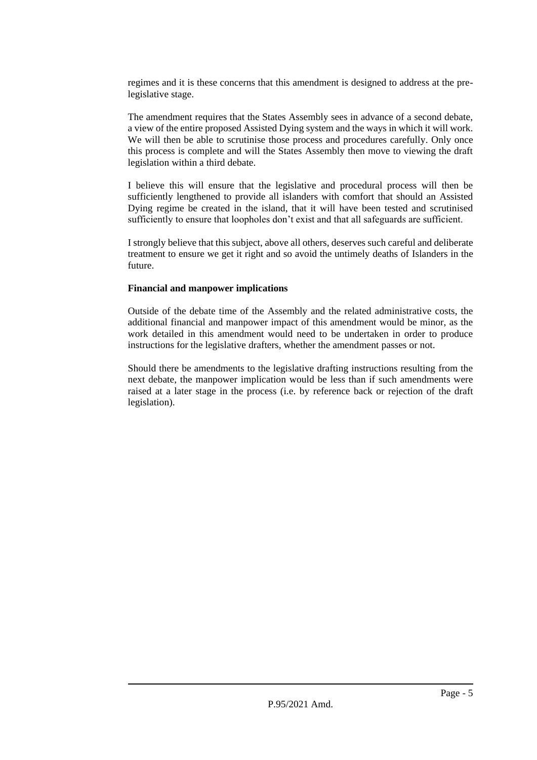regimes and it is these concerns that this amendment is designed to address at the pre-legislative stage.

The amendment requires that the States Assembly sees in advance of a second debate, a view of the entire proposed Assisted Dying system and the ways in which it will work. We will then be able to scrutinise those process and procedures carefully. Only once this process is complete and will the States Assembly then move to viewing the draft legislation within a third debate.

I believe this will ensure that the legislative and procedural process will then be sufficiently lengthened to provide all islanders with comfort that should an Assisted Dying regime be created in the island, that it will have been tested and scrutinised sufficiently to ensure that loopholes don't exist and that all safeguards are sufficient.

I strongly believe that this subject, above all others, deserves such careful and deliberate treatment to ensure we get it right and so avoid the untimely deaths of Islanders in the future.

**Financial and manpower implications**

Outside of the debate time of the Assembly and the related administrative costs, the additional financial and manpower impact of this amendment would be minor, as the work detailed in this amendment would need to be undertaken in order to produce instructions for the legislative drafters, whether the amendment passes or not.

Should there be amendments to the legislative drafting instructions resulting from the next debate, the manpower implication would be less than if such amendments were raised at a later stage in the process (i.e. by reference back or rejection of the draft legislation).